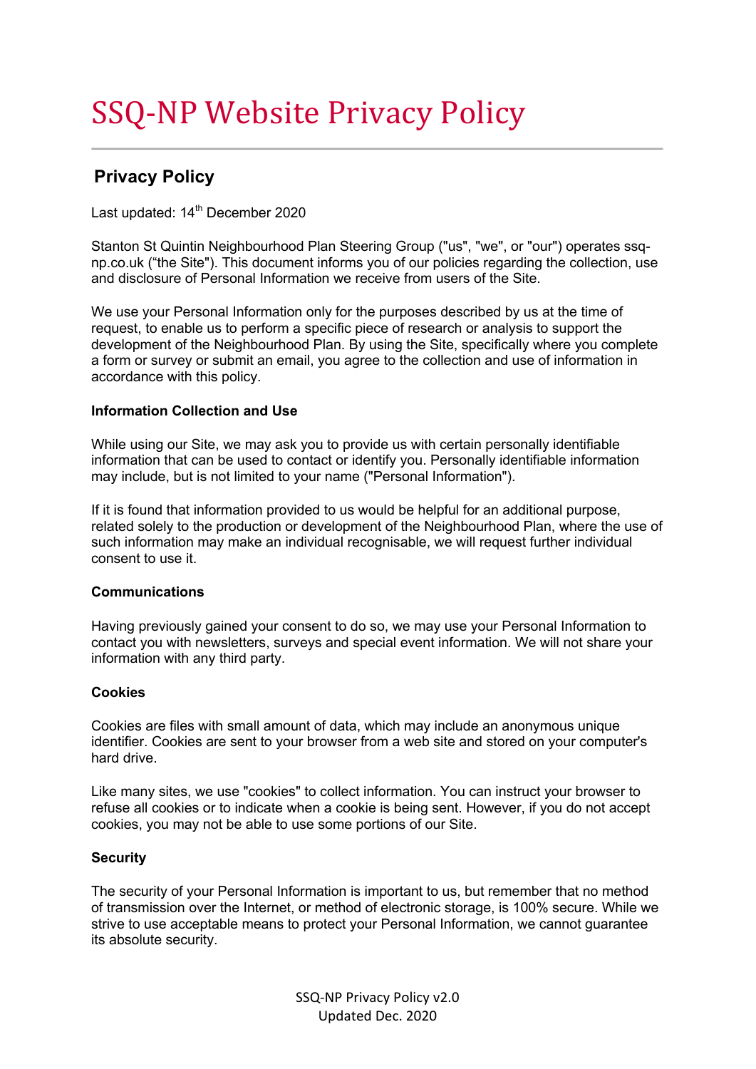# SSQ-NP Website Privacy Policy

## Privacy Policy

Last updated: 14th December 2020

Stanton St Quintin Neighbourhood Plan Steering Group ("us", "we", or "our") operates ssq-np.co.uk ("the Site"). This document informs you of our policies regarding the collection, use and disclosure of Personal Information we receive from users of the Site.

We use your Personal Information only for the purposes described by us at the time of request, to enable us to perform a specific piece of research or analysis to support the development of the Neighbourhood Plan. By using the Site, specifically where you complete a form or survey or submit an email, you agree to the collection and use of information in accordance with this policy.

**Information Collection and Use**

While using our Site, we may ask you to provide us with certain personally identifiable information that can be used to contact or identify you. Personally identifiable information may include, but is not limited to your name ("Personal Information").

If it is found that information provided to us would be helpful for an additional purpose, related solely to the production or development of the Neighbourhood Plan, where the use of such information may make an individual recognisable, we will request further individual consent to use it.

**Communications**

Having previously gained your consent to do so, we may use your Personal Information to contact you with newsletters, surveys and special event information. We will not share your information with any third party.

**Cookies**

Cookies are files with small amount of data, which may include an anonymous unique identifier. Cookies are sent to your browser from a web site and stored on your computer's hard drive.

Like many sites, we use "cookies" to collect information. You can instruct your browser to refuse all cookies or to indicate when a cookie is being sent. However, if you do not accept cookies, you may not be able to use some portions of our Site.

**Security**

The security of your Personal Information is important to us, but remember that no method of transmission over the Internet, or method of electronic storage, is 100% secure. While we strive to use acceptable means to protect your Personal Information, we cannot guarantee its absolute security.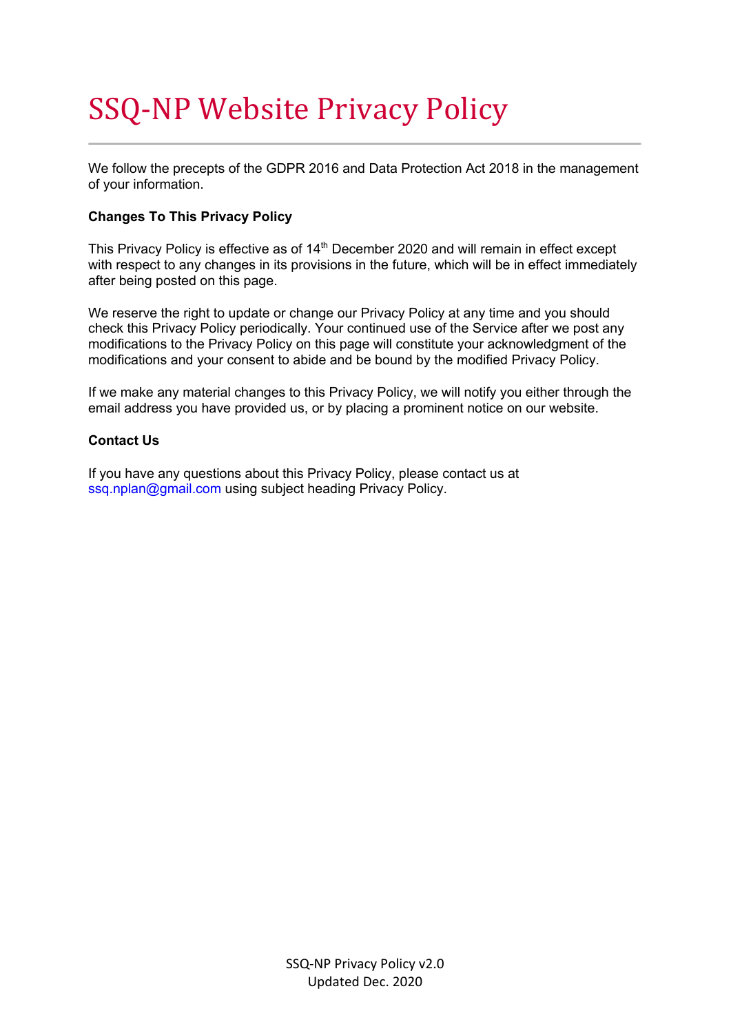# SSQ-NP Website Privacy Policy

We follow the precepts of the GDPR 2016 and Data Protection Act 2018 in the management of your information.

**Changes To This Privacy Policy**

This Privacy Policy is effective as of 14th December 2020 and will remain in effect except with respect to any changes in its provisions in the future, which will be in effect immediately after being posted on this page.

We reserve the right to update or change our Privacy Policy at any time and you should check this Privacy Policy periodically. Your continued use of the Service after we post any modifications to the Privacy Policy on this page will constitute your acknowledgment of the modifications and your consent to abide and be bound by the modified Privacy Policy.

If we make any material changes to this Privacy Policy, we will notify you either through the email address you have provided us, or by placing a prominent notice on our website.

**Contact Us**

If you have any questions about this Privacy Policy, please contact us at ssq.nplan@gmail.com using subject heading Privacy Policy.